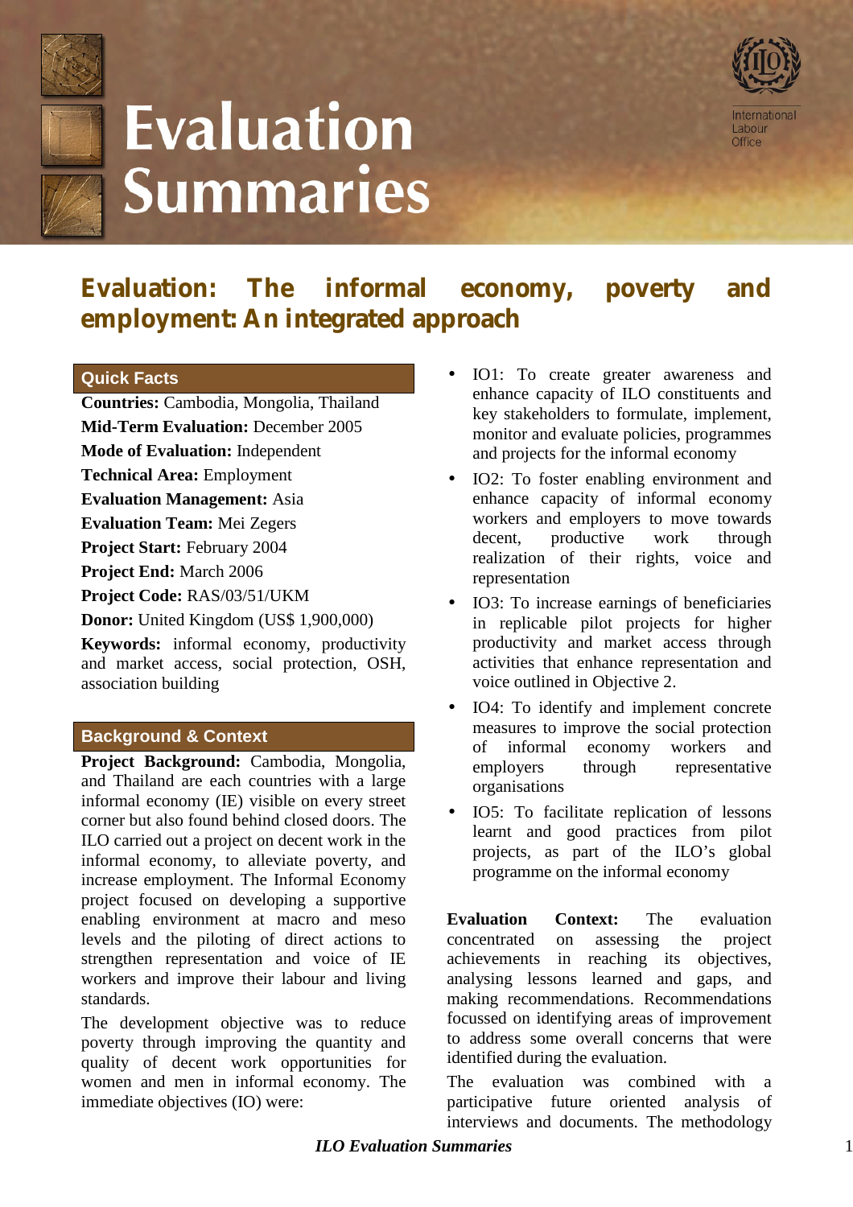# Evaluation Summaries

## Evaluation: The informal economy, poverty and employment: An integrated approach

### Quick Facts

**Countries:** Cambodia, Mongolia, Thailand

**Mid-Term Evaluation:** December 2005

**Mode of Evaluation:** Independent

**Technical Area:** Employment

**Evaluation Management:** Asia

**Evaluation Team:** Mei Zegers

**Project Start:** February 2004

**Project End:** March 2006

**Project Code:** RAS/03/51/UKM

**Donor:** United Kingdom (US$ 1,900,000)

**Keywords:** informal economy, productivity and market access, social protection, OSH, association building

### Background & Context

**Project Background:** Cambodia, Mongolia, and Thailand are each countries with a large informal economy (IE) visible on every street corner but also found behind closed doors. The ILO carried out a project on decent work in the informal economy, to alleviate poverty, and increase employment. The Informal Economy project focused on developing a supportive enabling environment at macro and meso levels and the piloting of direct actions to strengthen representation and voice of IE workers and improve their labour and living standards.

The development objective was to reduce poverty through improving the quantity and quality of decent work opportunities for women and men in informal economy. The immediate objectives (IO) were:

- IO1: To create greater awareness and enhance capacity of ILO constituents and key stakeholders to formulate, implement, monitor and evaluate policies, programmes and projects for the informal economy
- IO2: To foster enabling environment and enhance capacity of informal economy workers and employers to move towards decent, productive work through realization of their rights, voice and representation
- IO3: To increase earnings of beneficiaries in replicable pilot projects for higher productivity and market access through activities that enhance representation and voice outlined in Objective 2.
- IO4: To identify and implement concrete measures to improve the social protection of informal economy workers and employers through representative organisations
- IO5: To facilitate replication of lessons learnt and good practices from pilot projects, as part of the ILO's global programme on the informal economy

**Evaluation Context:** The evaluation concentrated on assessing the project achievements in reaching its objectives, analysing lessons learned and gaps, and making recommendations. Recommendations focussed on identifying areas of improvement to address some overall concerns that were identified during the evaluation.

The evaluation was combined with a participative future oriented analysis of interviews and documents. The methodology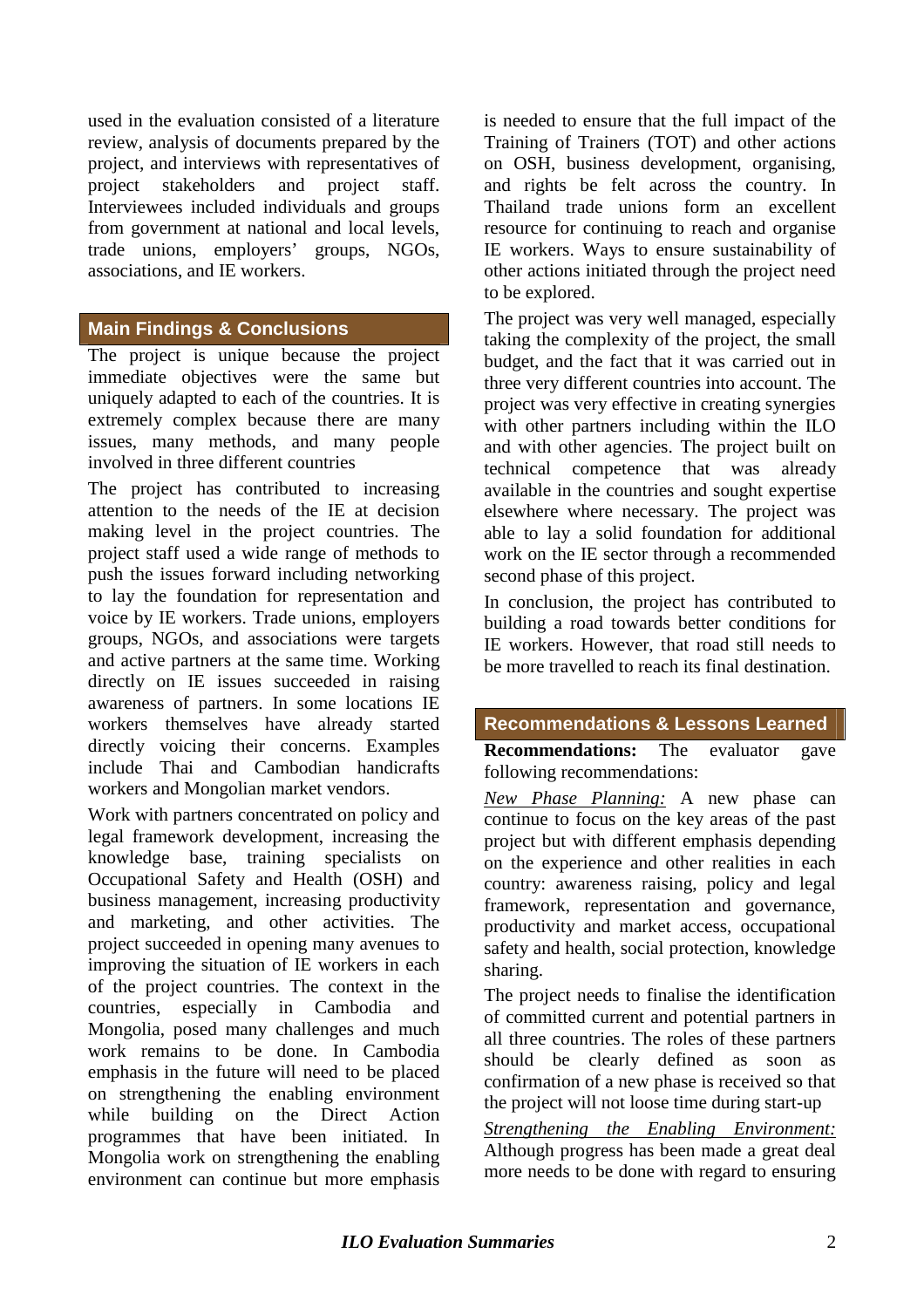used in the evaluation consisted of a literature review, analysis of documents prepared by the project, and interviews with representatives of project stakeholders and project staff. Interviewees included individuals and groups from government at national and local levels, trade unions, employers' groups, NGOs, associations, and IE workers.

## Main Findings & Conclusions

The project is unique because the project immediate objectives were the same but uniquely adapted to each of the countries. It is extremely complex because there are many issues, many methods, and many people involved in three different countries

The project has contributed to increasing attention to the needs of the IE at decision making level in the project countries. The project staff used a wide range of methods to push the issues forward including networking to lay the foundation for representation and voice by IE workers. Trade unions, employers groups, NGOs, and associations were targets and active partners at the same time. Working directly on IE issues succeeded in raising awareness of partners. In some locations IE workers themselves have already started directly voicing their concerns. Examples include Thai and Cambodian handicrafts workers and Mongolian market vendors.

Work with partners concentrated on policy and legal framework development, increasing the knowledge base, training specialists on Occupational Safety and Health (OSH) and business management, increasing productivity and marketing, and other activities. The project succeeded in opening many avenues to improving the situation of IE workers in each of the project countries. The context in the countries, especially in Cambodia and Mongolia, posed many challenges and much work remains to be done. In Cambodia emphasis in the future will need to be placed on strengthening the enabling environment while building on the Direct Action programmes that have been initiated. In Mongolia work on strengthening the enabling environment can continue but more emphasis is needed to ensure that the full impact of the Training of Trainers (TOT) and other actions on OSH, business development, organising, and rights be felt across the country. In Thailand trade unions form an excellent resource for continuing to reach and organise IE workers. Ways to ensure sustainability of other actions initiated through the project need to be explored.

The project was very well managed, especially taking the complexity of the project, the small budget, and the fact that it was carried out in three very different countries into account. The project was very effective in creating synergies with other partners including within the ILO and with other agencies. The project built on technical competence that was already available in the countries and sought expertise elsewhere where necessary. The project was able to lay a solid foundation for additional work on the IE sector through a recommended second phase of this project.

In conclusion, the project has contributed to building a road towards better conditions for IE workers. However, that road still needs to be more travelled to reach its final destination.

## Recommendations & Lessons Learned

**Recommendations:** The evaluator gave following recommendations:

*New Phase Planning:* A new phase can continue to focus on the key areas of the past project but with different emphasis depending on the experience and other realities in each country: awareness raising, policy and legal framework, representation and governance, productivity and market access, occupational safety and health, social protection, knowledge sharing.

The project needs to finalise the identification of committed current and potential partners in all three countries. The roles of these partners should be clearly defined as soon as confirmation of a new phase is received so that the project will not loose time during start-up

*Strengthening the Enabling Environment:* Although progress has been made a great deal more needs to be done with regard to ensuring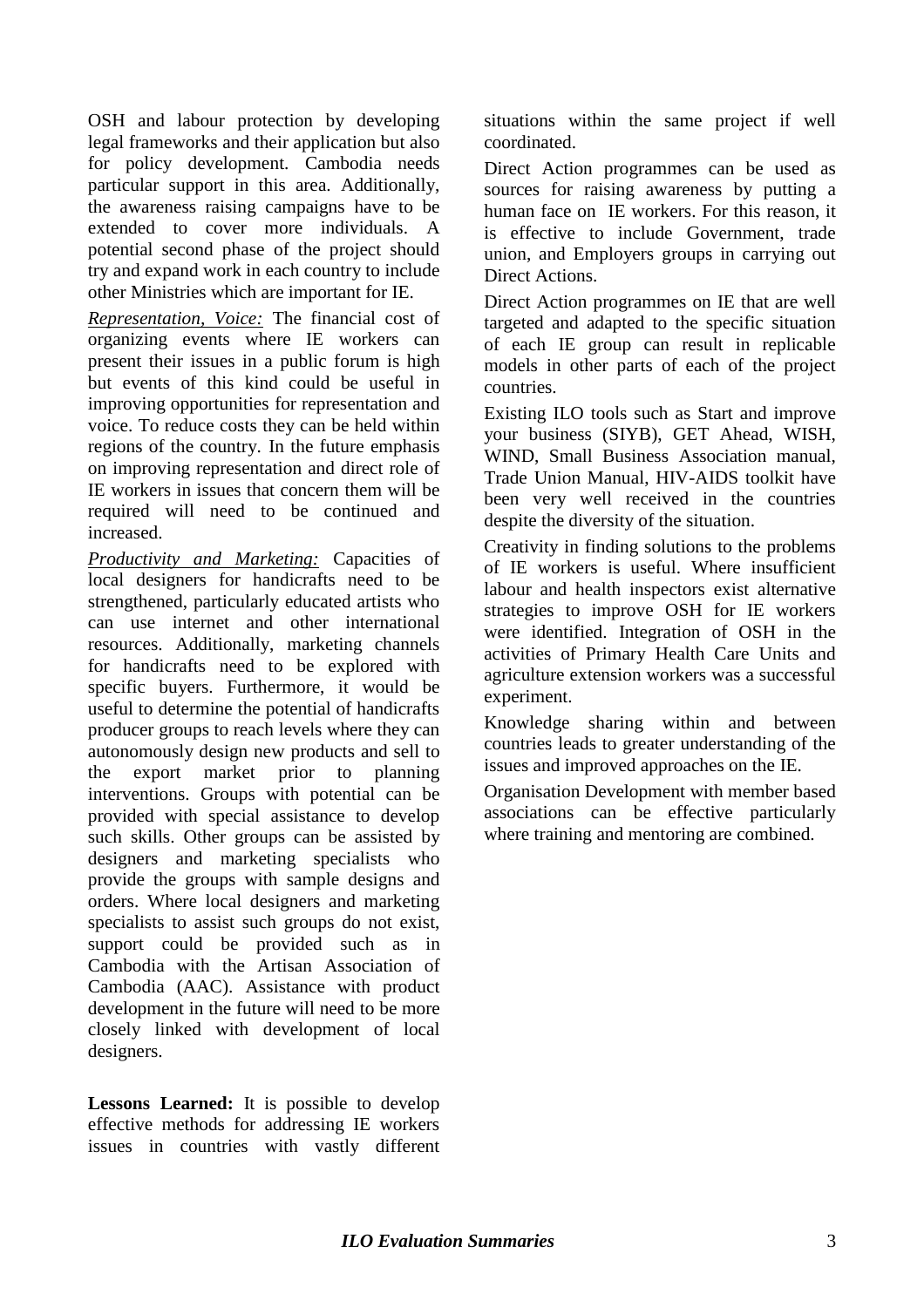OSH and labour protection by developing legal frameworks and their application but also for policy development. Cambodia needs particular support in this area. Additionally, the awareness raising campaigns have to be extended to cover more individuals. A potential second phase of the project should try and expand work in each country to include other Ministries which are important for IE.

*Representation, Voice:* The financial cost of organizing events where IE workers can present their issues in a public forum is high but events of this kind could be useful in improving opportunities for representation and voice. To reduce costs they can be held within regions of the country. In the future emphasis on improving representation and direct role of IE workers in issues that concern them will be required will need to be continued and increased.

*Productivity and Marketing:* Capacities of local designers for handicrafts need to be strengthened, particularly educated artists who can use internet and other international resources. Additionally, marketing channels for handicrafts need to be explored with specific buyers. Furthermore, it would be useful to determine the potential of handicrafts producer groups to reach levels where they can autonomously design new products and sell to the export market prior to planning interventions. Groups with potential can be provided with special assistance to develop such skills. Other groups can be assisted by designers and marketing specialists who provide the groups with sample designs and orders. Where local designers and marketing specialists to assist such groups do not exist, support could be provided such as in Cambodia with the Artisan Association of Cambodia (AAC). Assistance with product development in the future will need to be more closely linked with development of local designers.

**Lessons Learned:** It is possible to develop effective methods for addressing IE workers issues in countries with vastly different situations within the same project if well coordinated.

Direct Action programmes can be used as sources for raising awareness by putting a human face on IE workers. For this reason, it is effective to include Government, trade union, and Employers groups in carrying out Direct Actions.

Direct Action programmes on IE that are well targeted and adapted to the specific situation of each IE group can result in replicable models in other parts of each of the project countries.

Existing ILO tools such as Start and improve your business (SIYB), GET Ahead, WISH, WIND, Small Business Association manual, Trade Union Manual, HIV-AIDS toolkit have been very well received in the countries despite the diversity of the situation.

Creativity in finding solutions to the problems of IE workers is useful. Where insufficient labour and health inspectors exist alternative strategies to improve OSH for IE workers were identified. Integration of OSH in the activities of Primary Health Care Units and agriculture extension workers was a successful experiment.

Knowledge sharing within and between countries leads to greater understanding of the issues and improved approaches on the IE.

Organisation Development with member based associations can be effective particularly where training and mentoring are combined.